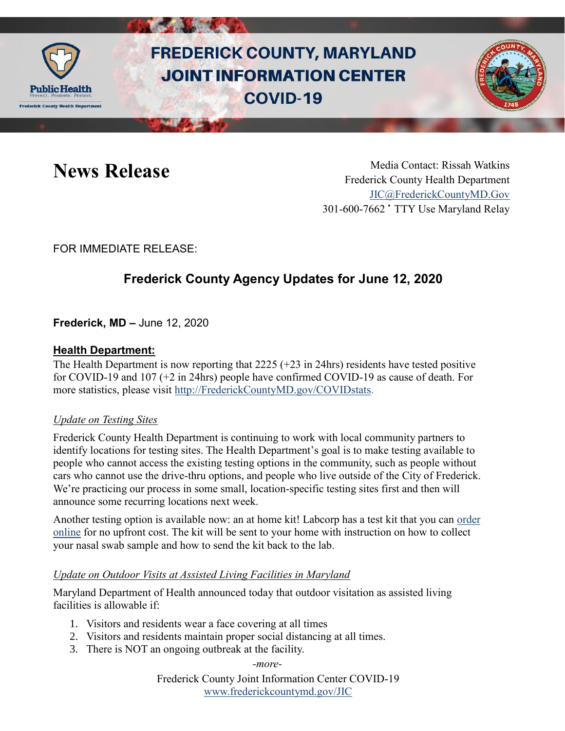# FREDERICK COUNTY, MARYLAND JOINT INFORMATION CENTER COVID-19

# News Release

Media Contact: Rissah Watkins
Frederick County Health Department
JIC@FrederickCountyMD.Gov
301-600-7662 • TTY Use Maryland Relay

FOR IMMEDIATE RELEASE:

## Frederick County Agency Updates for June 12, 2020

**Frederick, MD –** June 12, 2020

### Health Department:

The Health Department is now reporting that 2225 (+23 in 24hrs) residents have tested positive for COVID-19 and 107 (+2 in 24hrs) people have confirmed COVID-19 as cause of death. For more statistics, please visit http://FrederickCountyMD.gov/COVIDstats.

*Update on Testing Sites*

Frederick County Health Department is continuing to work with local community partners to identify locations for testing sites. The Health Department's goal is to make testing available to people who cannot access the existing testing options in the community, such as people without cars who cannot use the drive-thru options, and people who live outside of the City of Frederick. We're practicing our process in some small, location-specific testing sites first and then will announce some recurring locations next week.

Another testing option is available now: an at home kit! Labcorp has a test kit that you can order online for no upfront cost. The kit will be sent to your home with instruction on how to collect your nasal swab sample and how to send the kit back to the lab.

*Update on Outdoor Visits at Assisted Living Facilities in Maryland*

Maryland Department of Health announced today that outdoor visitation as assisted living facilities is allowable if:

1. Visitors and residents wear a face covering at all times
2. Visitors and residents maintain proper social distancing at all times.
3. There is NOT an ongoing outbreak at the facility.

*-more-*

Frederick County Joint Information Center COVID-19
www.frederickcountymd.gov/JIC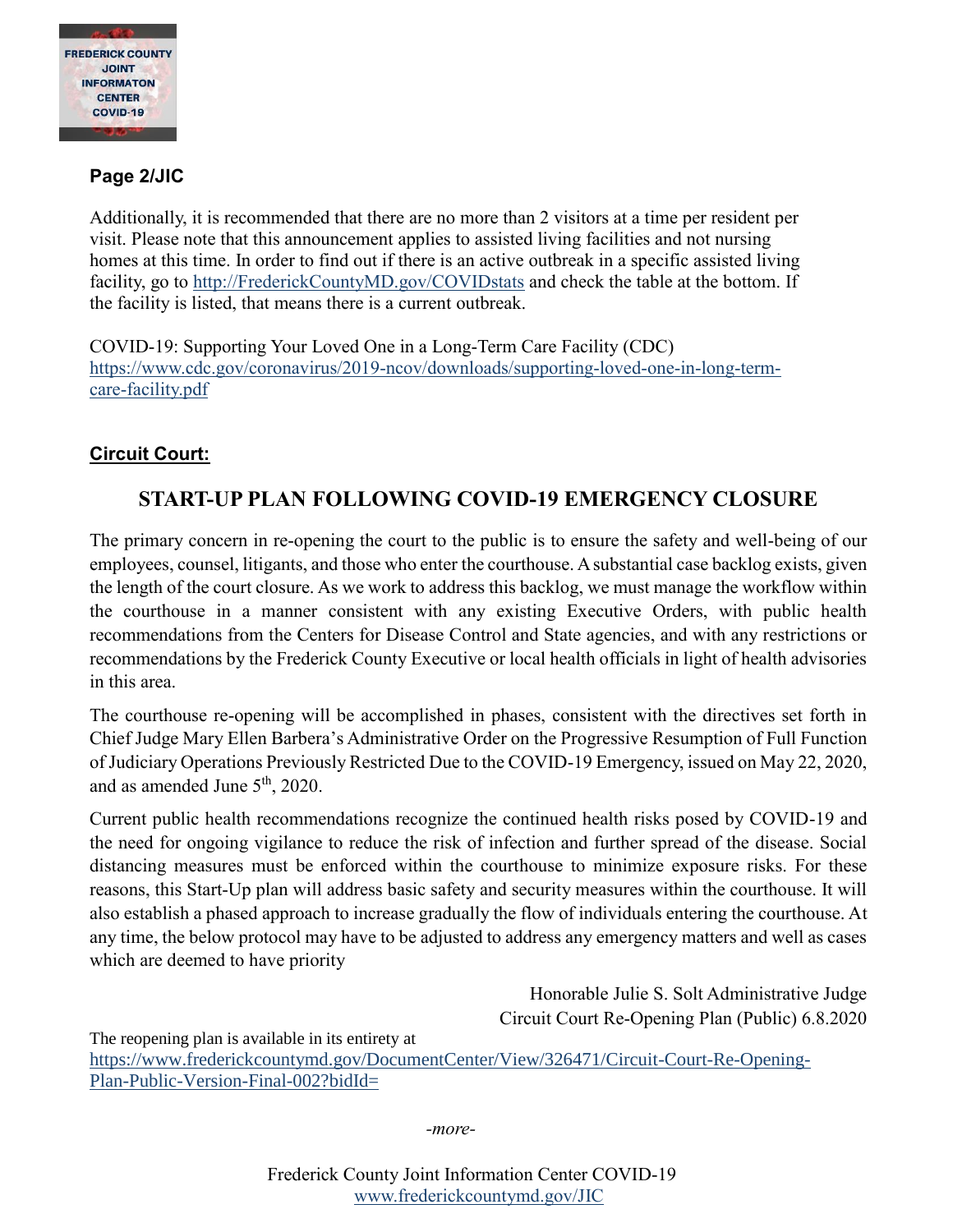**Page 2/JIC**

Additionally, it is recommended that there are no more than 2 visitors at a time per resident per visit. Please note that this announcement applies to assisted living facilities and not nursing homes at this time. In order to find out if there is an active outbreak in a specific assisted living facility, go to http://FrederickCountyMD.gov/COVIDstats and check the table at the bottom. If the facility is listed, that means there is a current outbreak.

COVID-19: Supporting Your Loved One in a Long-Term Care Facility (CDC)
https://www.cdc.gov/coronavirus/2019-ncov/downloads/supporting-loved-one-in-long-term-care-facility.pdf

**Circuit Court:**

## START-UP PLAN FOLLOWING COVID-19 EMERGENCY CLOSURE

The primary concern in re-opening the court to the public is to ensure the safety and well-being of our employees, counsel, litigants, and those who enter the courthouse. A substantial case backlog exists, given the length of the court closure. As we work to address this backlog, we must manage the workflow within the courthouse in a manner consistent with any existing Executive Orders, with public health recommendations from the Centers for Disease Control and State agencies, and with any restrictions or recommendations by the Frederick County Executive or local health officials in light of health advisories in this area.

The courthouse re-opening will be accomplished in phases, consistent with the directives set forth in Chief Judge Mary Ellen Barbera's Administrative Order on the Progressive Resumption of Full Function of Judiciary Operations Previously Restricted Due to the COVID-19 Emergency, issued on May 22, 2020, and as amended June 5th, 2020.

Current public health recommendations recognize the continued health risks posed by COVID-19 and the need for ongoing vigilance to reduce the risk of infection and further spread of the disease. Social distancing measures must be enforced within the courthouse to minimize exposure risks. For these reasons, this Start-Up plan will address basic safety and security measures within the courthouse. It will also establish a phased approach to increase gradually the flow of individuals entering the courthouse. At any time, the below protocol may have to be adjusted to address any emergency matters and well as cases which are deemed to have priority

Honorable Julie S. Solt Administrative Judge
Circuit Court Re-Opening Plan (Public) 6.8.2020

The reopening plan is available in its entirety at
https://www.frederickcountymd.gov/DocumentCenter/View/326471/Circuit-Court-Re-Opening-Plan-Public-Version-Final-002?bidId=

*-more-*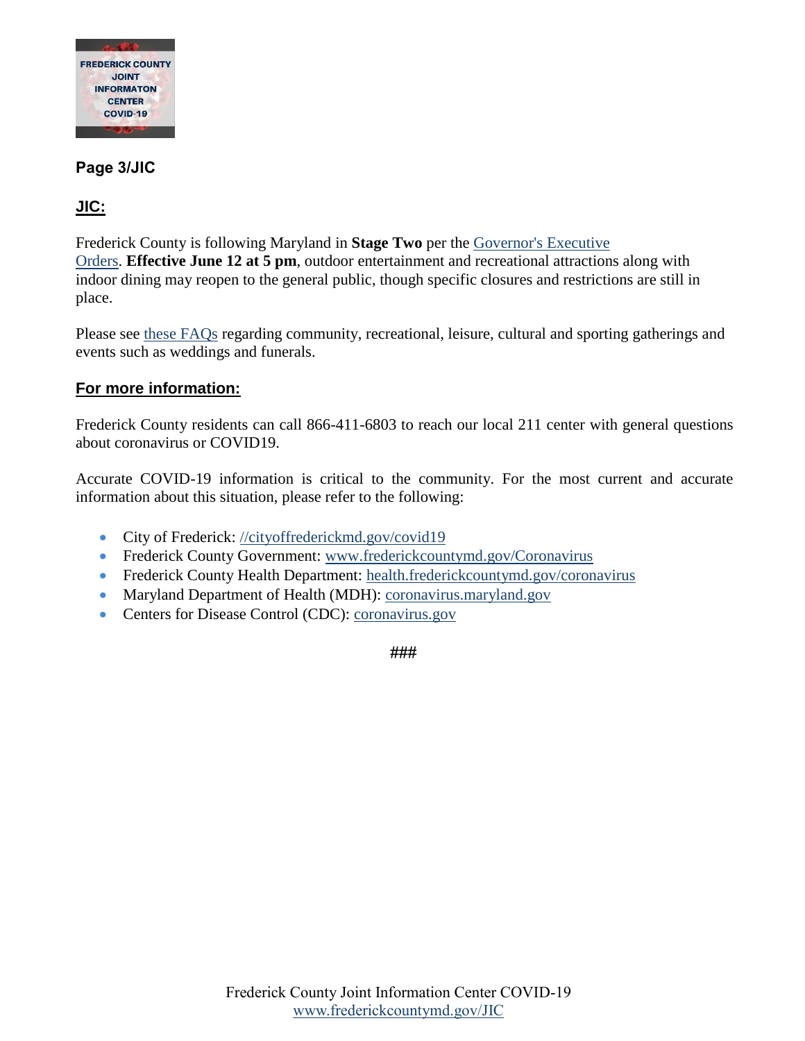**Page 3/JIC**

## JIC:

Frederick County is following Maryland in **Stage Two** per the Governor's Executive Orders. **Effective June 12 at 5 pm**, outdoor entertainment and recreational attractions along with indoor dining may reopen to the general public, though specific closures and restrictions are still in place.

Please see these FAQs regarding community, recreational, leisure, cultural and sporting gatherings and events such as weddings and funerals.

## For more information:

Frederick County residents can call 866-411-6803 to reach our local 211 center with general questions about coronavirus or COVID19.

Accurate COVID-19 information is critical to the community. For the most current and accurate information about this situation, please refer to the following:

- City of Frederick: //cityoffrederickmd.gov/covid19
- Frederick County Government: www.frederickcountymd.gov/Coronavirus
- Frederick County Health Department: health.frederickcountymd.gov/coronavirus
- Maryland Department of Health (MDH): coronavirus.maryland.gov
- Centers for Disease Control (CDC): coronavirus.gov

###